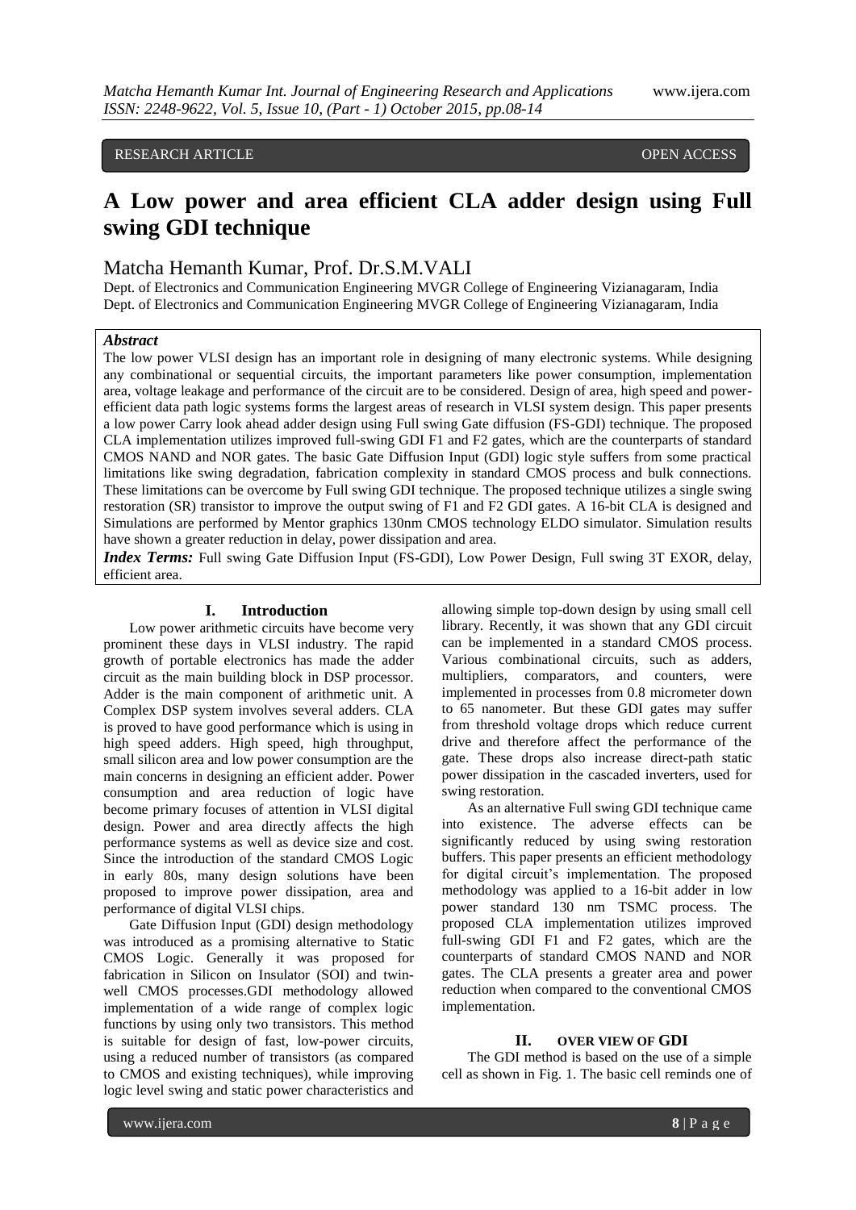RESEARCH ARTICLE OPEN ACCESS

# A Low power and area efficient CLA adder design using Full swing GDI technique

## Matcha Hemanth Kumar, Prof. Dr.S.M.VALI

Dept. of Electronics and Communication Engineering MVGR College of Engineering Vizianagaram, India
Dept. of Electronics and Communication Engineering MVGR College of Engineering Vizianagaram, India

***Abstract***

The low power VLSI design has an important role in designing of many electronic systems. While designing any combinational or sequential circuits, the important parameters like power consumption, implementation area, voltage leakage and performance of the circuit are to be considered. Design of area, high speed and power-efficient data path logic systems forms the largest areas of research in VLSI system design. This paper presents a low power Carry look ahead adder design using Full swing Gate diffusion (FS-GDI) technique. The proposed CLA implementation utilizes improved full-swing GDI F1 and F2 gates, which are the counterparts of standard CMOS NAND and NOR gates. The basic Gate Diffusion Input (GDI) logic style suffers from some practical limitations like swing degradation, fabrication complexity in standard CMOS process and bulk connections. These limitations can be overcome by Full swing GDI technique. The proposed technique utilizes a single swing restoration (SR) transistor to improve the output swing of F1 and F2 GDI gates. A 16-bit CLA is designed and Simulations are performed by Mentor graphics 130nm CMOS technology ELDO simulator. Simulation results have shown a greater reduction in delay, power dissipation and area.

***Index Terms:*** Full swing Gate Diffusion Input (FS-GDI), Low Power Design, Full swing 3T EXOR, delay, efficient area.

## I. Introduction

Low power arithmetic circuits have become very prominent these days in VLSI industry. The rapid growth of portable electronics has made the adder circuit as the main building block in DSP processor. Adder is the main component of arithmetic unit. A Complex DSP system involves several adders. CLA is proved to have good performance which is using in high speed adders. High speed, high throughput, small silicon area and low power consumption are the main concerns in designing an efficient adder. Power consumption and area reduction of logic have become primary focuses of attention in VLSI digital design. Power and area directly affects the high performance systems as well as device size and cost. Since the introduction of the standard CMOS Logic in early 80s, many design solutions have been proposed to improve power dissipation, area and performance of digital VLSI chips.

Gate Diffusion Input (GDI) design methodology was introduced as a promising alternative to Static CMOS Logic. Generally it was proposed for fabrication in Silicon on Insulator (SOI) and twin-well CMOS processes.GDI methodology allowed implementation of a wide range of complex logic functions by using only two transistors. This method is suitable for design of fast, low-power circuits, using a reduced number of transistors (as compared to CMOS and existing techniques), while improving logic level swing and static power characteristics and allowing simple top-down design by using small cell library. Recently, it was shown that any GDI circuit can be implemented in a standard CMOS process. Various combinational circuits, such as adders, multipliers, comparators, and counters, were implemented in processes from 0.8 micrometer down to 65 nanometer. But these GDI gates may suffer from threshold voltage drops which reduce current drive and therefore affect the performance of the gate. These drops also increase direct-path static power dissipation in the cascaded inverters, used for swing restoration.

As an alternative Full swing GDI technique came into existence. The adverse effects can be significantly reduced by using swing restoration buffers. This paper presents an efficient methodology for digital circuit's implementation. The proposed methodology was applied to a 16-bit adder in low power standard 130 nm TSMC process. The proposed CLA implementation utilizes improved full-swing GDI F1 and F2 gates, which are the counterparts of standard CMOS NAND and NOR gates. The CLA presents a greater area and power reduction when compared to the conventional CMOS implementation.

## II. OVER VIEW OF GDI

The GDI method is based on the use of a simple cell as shown in Fig. 1. The basic cell reminds one of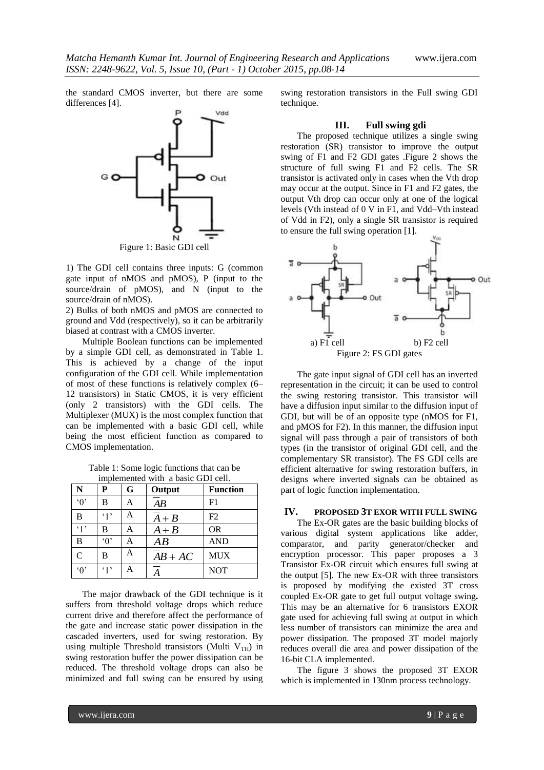the standard CMOS inverter, but there are some differences [4].

Figure 1: Basic GDI cell

1) The GDI cell contains three inputs: G (common gate input of nMOS and pMOS), P (input to the source/drain of pMOS), and N (input to the source/drain of nMOS).

2) Bulks of both nMOS and pMOS are connected to ground and Vdd (respectively), so it can be arbitrarily biased at contrast with a CMOS inverter.

Multiple Boolean functions can be implemented by a simple GDI cell, as demonstrated in Table 1. This is achieved by a change of the input configuration of the GDI cell. While implementation of most of these functions is relatively complex (6–12 transistors) in Static CMOS, it is very efficient (only 2 transistors) with the GDI cells. The Multiplexer (MUX) is the most complex function that can be implemented with a basic GDI cell, while being the most efficient function as compared to CMOS implementation.

Table 1: Some logic functions that can be implemented with a basic GDI cell.

| N | P | G | Output | Function |
|---|---|---|---|---|
| '0' | B | A | $\overline{A}B$ | F1 |
| B | '1' | A | $\overline{A}+B$ | F2 |
| '1' | B | A | $A+B$ | OR |
| B | '0' | A | $AB$ | AND |
| C | B | A | $\overline{A}B+AC$ | MUX |
| '0' | '1' | A | $\overline{A}$ | NOT |

The major drawback of the GDI technique is it suffers from threshold voltage drops which reduce current drive and therefore affect the performance of the gate and increase static power dissipation in the cascaded inverters, used for swing restoration. By using multiple Threshold transistors (Multi $V_{TH}$) in swing restoration buffer the power dissipation can be reduced. The threshold voltage drops can also be minimized and full swing can be ensured by using swing restoration transistors in the Full swing GDI technique.

## III. Full swing gdi

The proposed technique utilizes a single swing restoration (SR) transistor to improve the output swing of F1 and F2 GDI gates .Figure 2 shows the structure of full swing F1 and F2 cells. The SR transistor is activated only in cases when the Vth drop may occur at the output. Since in F1 and F2 gates, the output Vth drop can occur only at one of the logical levels (Vth instead of 0 V in F1, and Vdd–Vth instead of Vdd in F2), only a single SR transistor is required to ensure the full swing operation [1].

a) F1 cell b) F2 cell

Figure 2: FS GDI gates

The gate input signal of GDI cell has an inverted representation in the circuit; it can be used to control the swing restoring transistor. This transistor will have a diffusion input similar to the diffusion input of GDI, but will be of an opposite type (nMOS for F1, and pMOS for F2). In this manner, the diffusion input signal will pass through a pair of transistors of both types (in the transistor of original GDI cell, and the complementary SR transistor). The FS GDI cells are efficient alternative for swing restoration buffers, in designs where inverted signals can be obtained as part of logic function implementation.

## IV. PROPOSED 3T EXOR WITH FULL SWING

The Ex-OR gates are the basic building blocks of various digital system applications like adder, comparator, and parity generator/checker and encryption processor. This paper proposes a 3 Transistor Ex-OR circuit which ensures full swing at the output [5]. The new Ex-OR with three transistors is proposed by modifying the existed 3T cross coupled Ex-OR gate to get full output voltage swing**.** This may be an alternative for 6 transistors EXOR gate used for achieving full swing at output in which less number of transistors can minimize the area and power dissipation. The proposed 3T model majorly reduces overall die area and power dissipation of the 16-bit CLA implemented.

The figure 3 shows the proposed 3T EXOR which is implemented in 130nm process technology.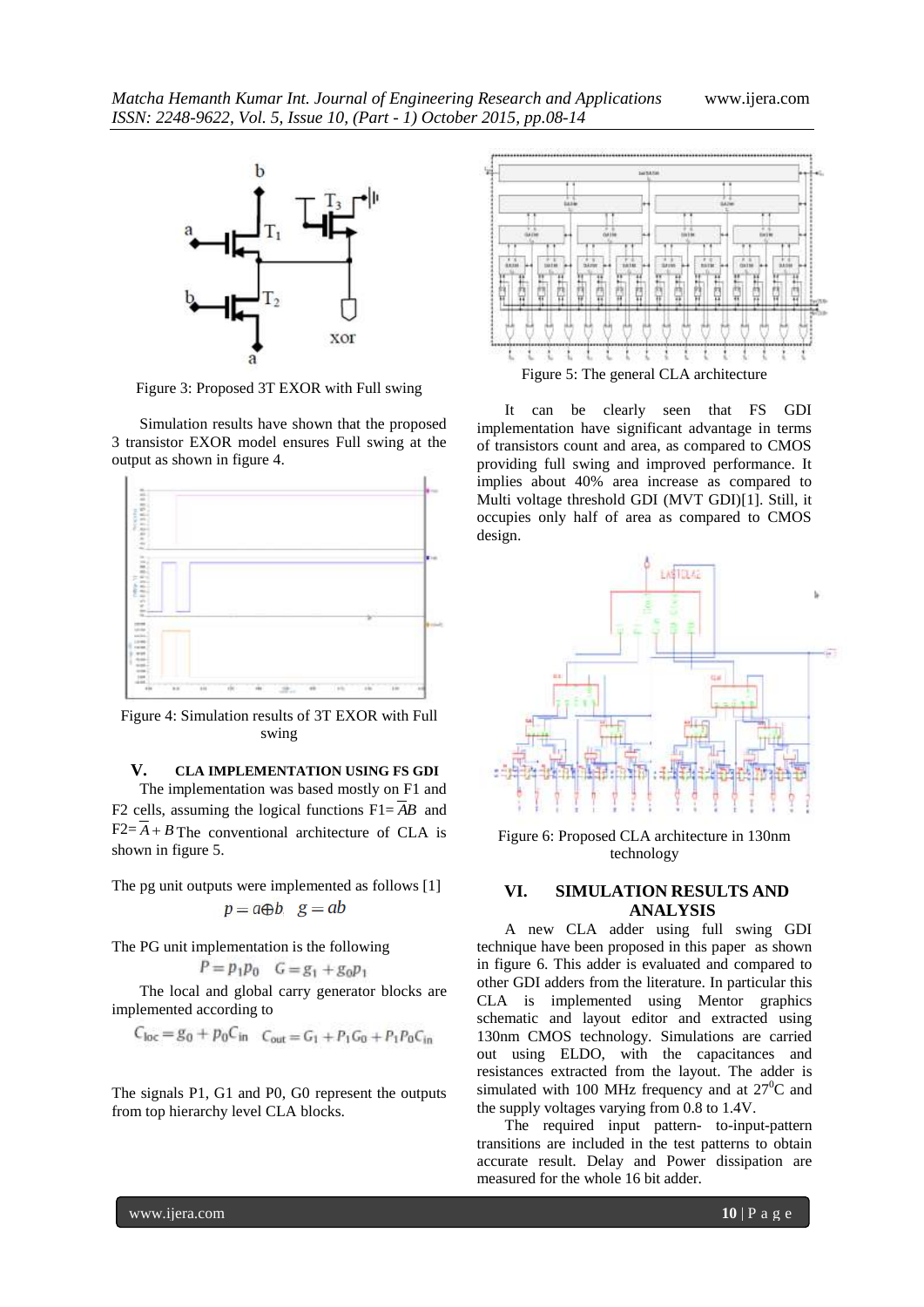Figure 3: Proposed 3T EXOR with Full swing

Simulation results have shown that the proposed 3 transistor EXOR model ensures Full swing at the output as shown in figure 4.

Figure 4: Simulation results of 3T EXOR with Full swing

## V. CLA IMPLEMENTATION USING FS GDI

The implementation was based mostly on F1 and F2 cells, assuming the logical functions F1= $\overline{A}B$ and F2= $\overline{A}+B$ The conventional architecture of CLA is shown in figure 5.

The pg unit outputs were implemented as follows [1]

$$p = a \oplus b \quad g = ab$$

The PG unit implementation is the following

$$P = p_1 p_0 \quad G = g_1 + g_0 p_1$$

The local and global carry generator blocks are implemented according to

$$C_{loc} = g_0 + p_0 C_{in} \quad C_{out} = G_1 + P_1 G_0 + P_1 P_0 C_{in}$$

The signals P1, G1 and P0, G0 represent the outputs from top hierarchy level CLA blocks.

Figure 5: The general CLA architecture

It can be clearly seen that FS GDI implementation have significant advantage in terms of transistors count and area, as compared to CMOS providing full swing and improved performance. It implies about 40% area increase as compared to Multi voltage threshold GDI (MVT GDI)[1]. Still, it occupies only half of area as compared to CMOS design.

Figure 6: Proposed CLA architecture in 130nm technology

## VI. SIMULATION RESULTS AND ANALYSIS

A new CLA adder using full swing GDI technique have been proposed in this paper as shown in figure 6. This adder is evaluated and compared to other GDI adders from the literature. In particular this CLA is implemented using Mentor graphics schematic and layout editor and extracted using 130nm CMOS technology. Simulations are carried out using ELDO, with the capacitances and resistances extracted from the layout. The adder is simulated with 100 MHz frequency and at 27$^0$C and the supply voltages varying from 0.8 to 1.4V.

The required input pattern- to-input-pattern transitions are included in the test patterns to obtain accurate result. Delay and Power dissipation are measured for the whole 16 bit adder.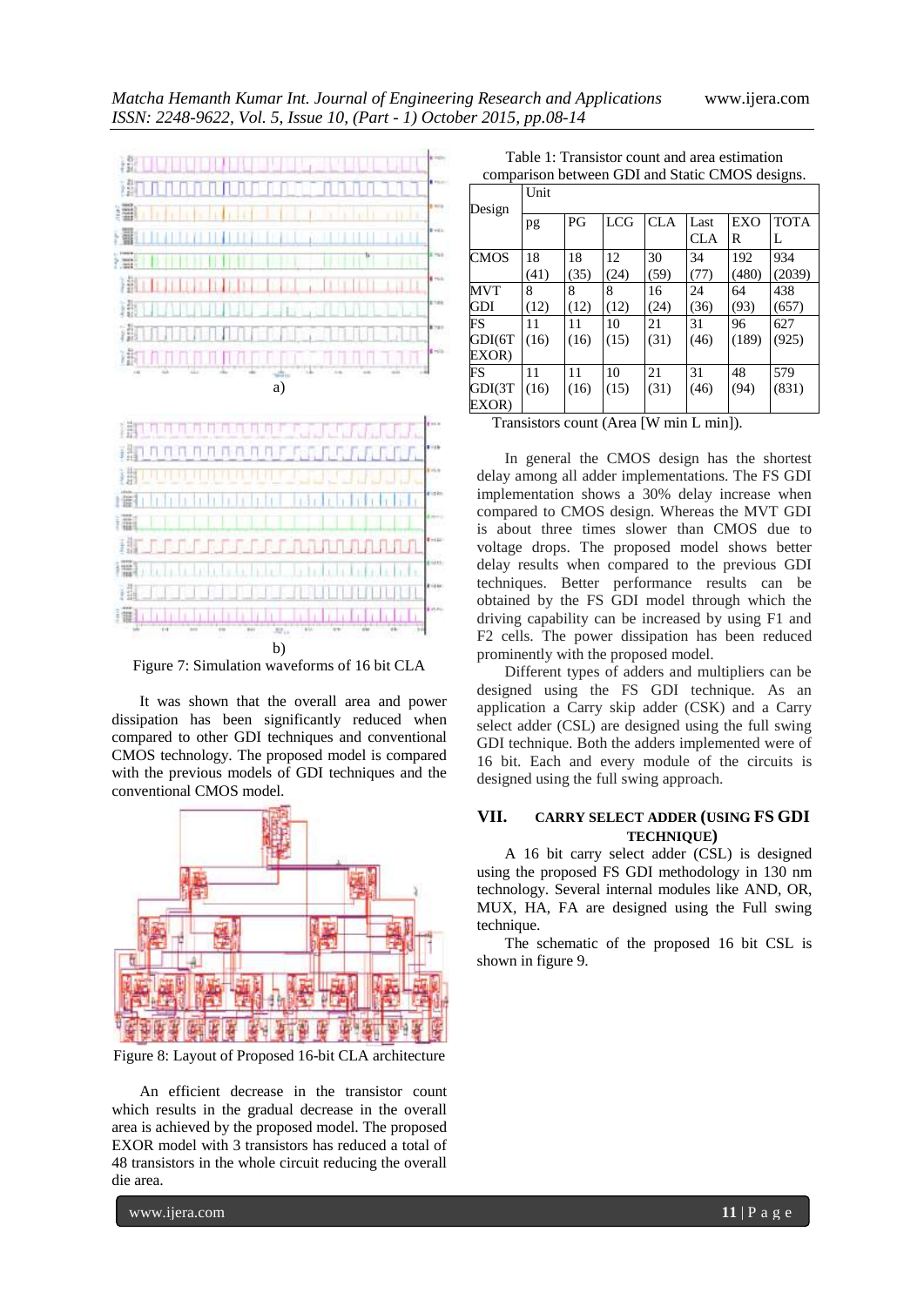a)

b)

Figure 7: Simulation waveforms of 16 bit CLA

It was shown that the overall area and power dissipation has been significantly reduced when compared to other GDI techniques and conventional CMOS technology. The proposed model is compared with the previous models of GDI techniques and the conventional CMOS model.

Figure 8: Layout of Proposed 16-bit CLA architecture

An efficient decrease in the transistor count which results in the gradual decrease in the overall area is achieved by the proposed model. The proposed EXOR model with 3 transistors has reduced a total of 48 transistors in the whole circuit reducing the overall die area.

Table 1: Transistor count and area estimation comparison between GDI and Static CMOS designs.

| Design | Unit | | | | | | |
|---|---|---|---|---|---|---|---|
| | pg | PG | LCG | CLA | Last CLA | EXOR | TOTAL |
| CMOS | 18 (41) | 18 (35) | 12 (24) | 30 (59) | 34 (77) | 192 (480) | 934 (2039) |
| MVT GDI | 8 (12) | 8 (12) | 8 (12) | 16 (24) | 24 (36) | 64 (93) | 438 (657) |
| FS GDI(6T EXOR) | 11 (16) | 11 (16) | 10 (15) | 21 (31) | 31 (46) | 96 (189) | 627 (925) |
| FS GDI(3T EXOR) | 11 (16) | 11 (16) | 10 (15) | 21 (31) | 31 (46) | 48 (94) | 579 (831) |

Transistors count (Area [W min L min]).

In general the CMOS design has the shortest delay among all adder implementations. The FS GDI implementation shows a 30% delay increase when compared to CMOS design. Whereas the MVT GDI is about three times slower than CMOS due to voltage drops. The proposed model shows better delay results when compared to the previous GDI techniques. Better performance results can be obtained by the FS GDI model through which the driving capability can be increased by using F1 and F2 cells. The power dissipation has been reduced prominently with the proposed model.

Different types of adders and multipliers can be designed using the FS GDI technique. As an application a Carry skip adder (CSK) and a Carry select adder (CSL) are designed using the full swing GDI technique. Both the adders implemented were of 16 bit. Each and every module of the circuits is designed using the full swing approach.

## VII. CARRY SELECT ADDER (USING FS GDI TECHNIQUE)

A 16 bit carry select adder (CSL) is designed using the proposed FS GDI methodology in 130 nm technology. Several internal modules like AND, OR, MUX, HA, FA are designed using the Full swing technique.

The schematic of the proposed 16 bit CSL is shown in figure 9.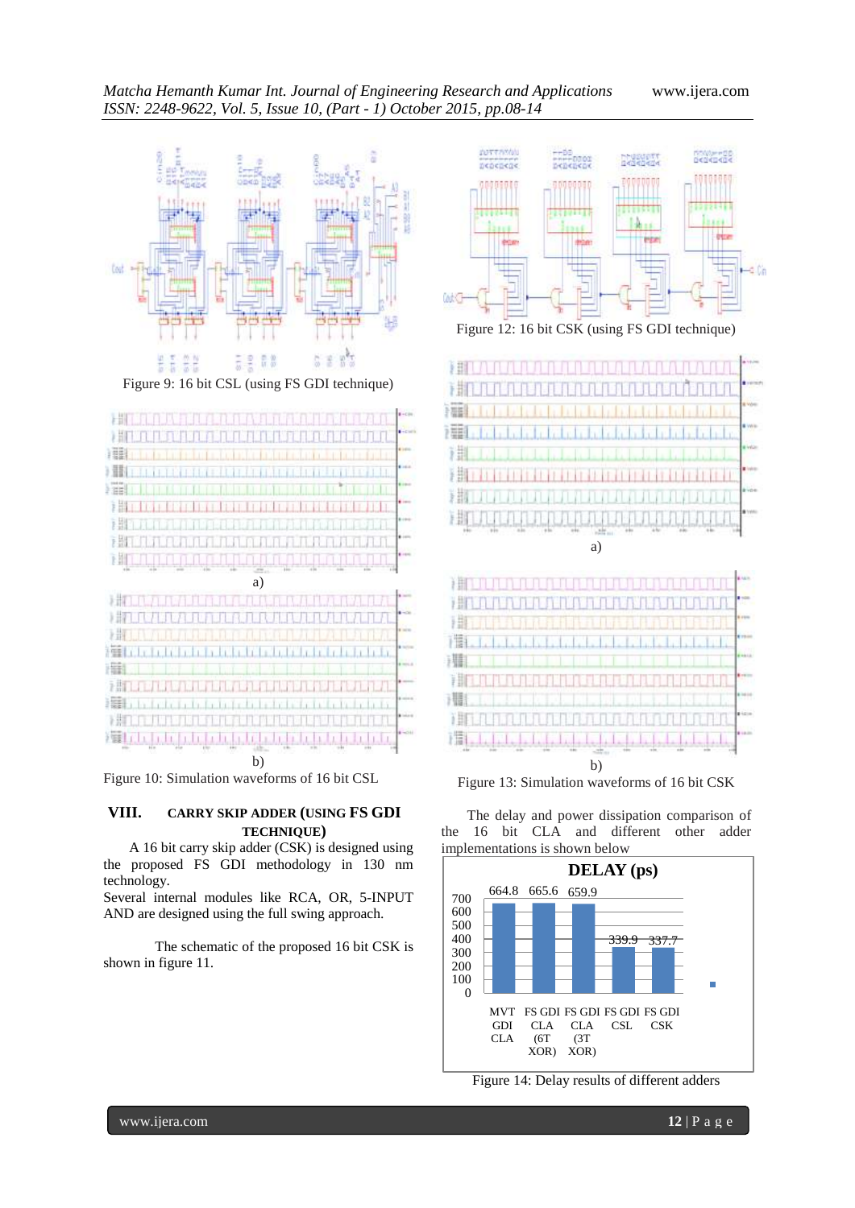Figure 9: 16 bit CSL (using FS GDI technique)

a)

b)

Figure 10: Simulation waveforms of 16 bit CSL

## VIII. CARRY SKIP ADDER (USING FS GDI TECHNIQUE)

A 16 bit carry skip adder (CSK) is designed using the proposed FS GDI methodology in 130 nm technology.

Several internal modules like RCA, OR, 5-INPUT AND are designed using the full swing approach.

The schematic of the proposed 16 bit CSK is shown in figure 11.

Figure 12: 16 bit CSK (using FS GDI technique)

a)

b)

Figure 13: Simulation waveforms of 16 bit CSK

The delay and power dissipation comparison of the 16 bit CLA and different other adder implementations is shown below

**DELAY (ps)**

| Adder | Delay (ps) |
|---|---|
| MVT GDI CLA | 664.8 |
| FS GDI CLA (6T XOR) | 665.6 |
| FS GDI CLA (3T XOR) | 659.9 |
| FS GDI CSL | 339.9 |
| FS GDI CSK | 337.7 |

Figure 14: Delay results of different adders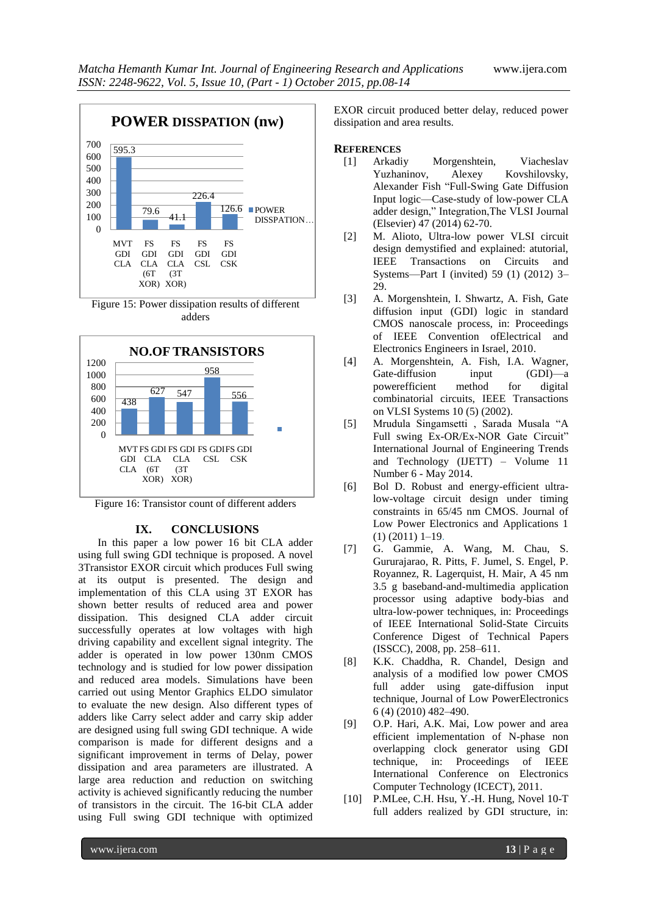**POWER DISSPATION (nw)**

| | MVT GDI CLA | FS GDI CLA (6T XOR) | FS GDI CLA (3T XOR) | FS GDI CSL | FS GDI CSK |
|---|---|---|---|---|---|
| POWER DISSPATION… | 595.3 | 79.6 | 41.1 | 226.4 | 126.6 |

Figure 15: Power dissipation results of different adders

**NO.OF TRANSISTORS**

| | MVT GDI CLA | FS GDI CLA (6T XOR) | FS GDI CLA (3T XOR) | FS GDI CSL | FS GDI CSK |
|---|---|---|---|---|---|
| | 438 | 627 | 547 | 958 | 556 |

Figure 16: Transistor count of different adders

## IX. CONCLUSIONS

In this paper a low power 16 bit CLA adder using full swing GDI technique is proposed. A novel 3Transistor EXOR circuit which produces Full swing at its output is presented. The design and implementation of this CLA using 3T EXOR has shown better results of reduced area and power dissipation. This designed CLA adder circuit successfully operates at low voltages with high driving capability and excellent signal integrity. The adder is operated in low power 130nm CMOS technology and is studied for low power dissipation and reduced area models. Simulations have been carried out using Mentor Graphics ELDO simulator to evaluate the new design. Also different types of adders like Carry select adder and carry skip adder are designed using full swing GDI technique. A wide comparison is made for different designs and a significant improvement in terms of Delay, power dissipation and area parameters are illustrated. A large area reduction and reduction on switching activity is achieved significantly reducing the number of transistors in the circuit. The 16-bit CLA adder using Full swing GDI technique with optimized EXOR circuit produced better delay, reduced power dissipation and area results.

## REFERENCES

[1] Arkadiy Morgenshtein, Viacheslav Yuzhaninov, Alexey Kovshilovsky, Alexander Fish "Full-Swing Gate Diffusion Input logic—Case-study of low-power CLA adder design," Integration,The VLSI Journal (Elsevier) 47 (2014) 62-70.

[2] M. Alioto, Ultra-low power VLSI circuit design demystified and explained: autorial, IEEE Transactions on Circuits and Systems—Part I (invited) 59 (1) (2012) 3–29.

[3] A. Morgenshtein, I. Shwartz, A. Fish, Gate diffusion input (GDI) logic in standard CMOS nanoscale process, in: Proceedings of IEEE Convention ofElectrical and Electronics Engineers in Israel, 2010.

[4] A. Morgenshtein, A. Fish, I.A. Wagner, Gate-diffusion input (GDI)—a powerefficient method for digital combinatorial circuits, IEEE Transactions on VLSI Systems 10 (5) (2002).

[5] Mrudula Singamsetti , Sarada Musala "A Full swing Ex-OR/Ex-NOR Gate Circuit" International Journal of Engineering Trends and Technology (IJETT) – Volume 11 Number 6 - May 2014.

[6] Bol D. Robust and energy-efficient ultra-low-voltage circuit design under timing constraints in 65/45 nm CMOS. Journal of Low Power Electronics and Applications 1 (1) (2011) 1–19.

[7] G. Gammie, A. Wang, M. Chau, S. Gururajarao, R. Pitts, F. Jumel, S. Engel, P. Royannez, R. Lagerquist, H. Mair, A 45 nm 3.5 g baseband-and-multimedia application processor using adaptive body-bias and ultra-low-power techniques, in: Proceedings of IEEE International Solid-State Circuits Conference Digest of Technical Papers (ISSCC), 2008, pp. 258–611.

[8] K.K. Chaddha, R. Chandel, Design and analysis of a modified low power CMOS full adder using gate-diffusion input technique, Journal of Low PowerElectronics 6 (4) (2010) 482–490.

[9] O.P. Hari, A.K. Mai, Low power and area efficient implementation of N-phase non overlapping clock generator using GDI technique, in: Proceedings of IEEE International Conference on Electronics Computer Technology (ICECT), 2011.

[10] P.MLee, C.H. Hsu, Y.-H. Hung, Novel 10-T full adders realized by GDI structure, in: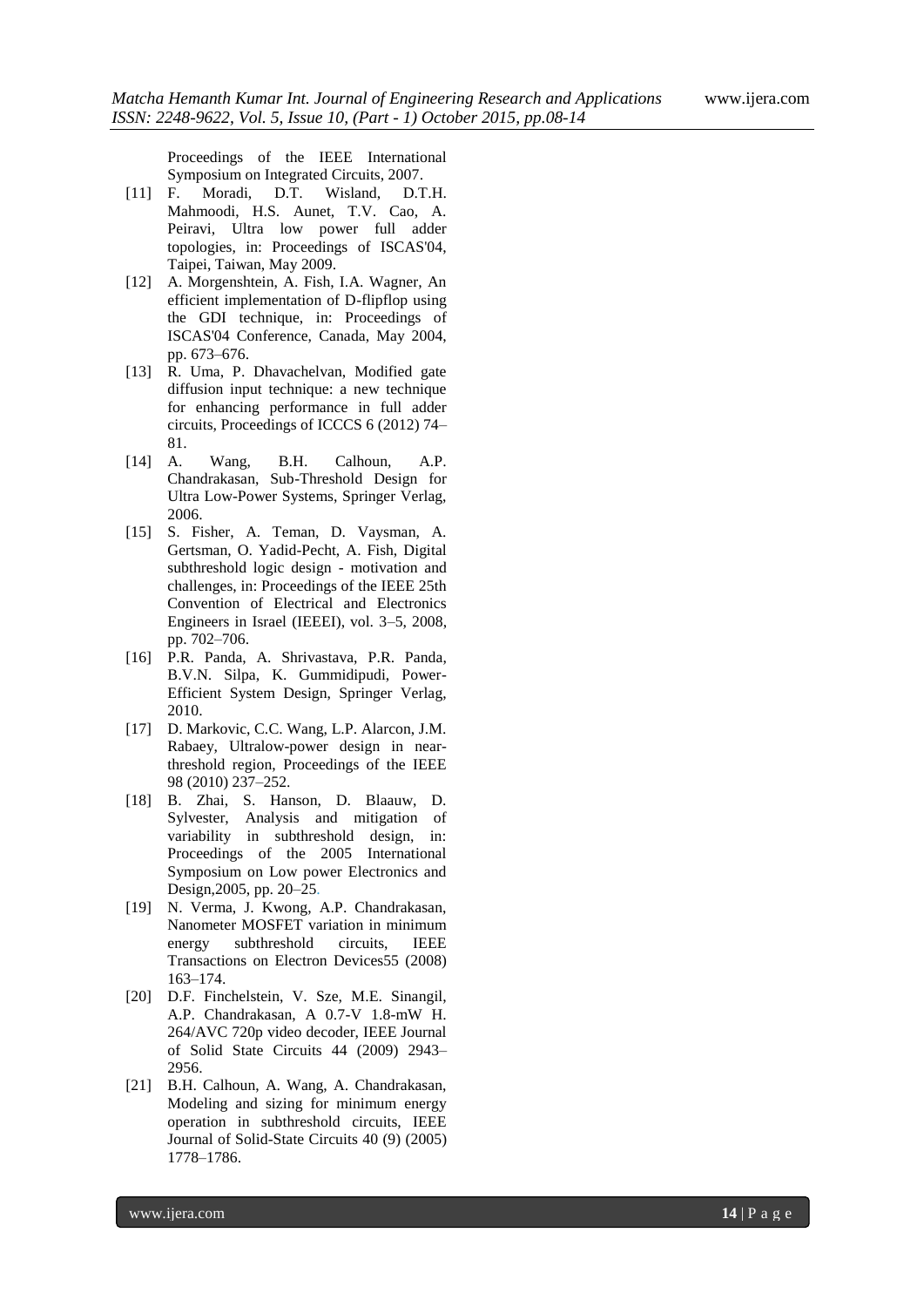Proceedings of the IEEE International Symposium on Integrated Circuits, 2007.

[11] F. Moradi, D.T. Wisland, D.T.H. Mahmoodi, H.S. Aunet, T.V. Cao, A. Peiravi, Ultra low power full adder topologies, in: Proceedings of ISCAS'04, Taipei, Taiwan, May 2009.

[12] A. Morgenshtein, A. Fish, I.A. Wagner, An efficient implementation of D-flipflop using the GDI technique, in: Proceedings of ISCAS'04 Conference, Canada, May 2004, pp. 673–676.

[13] R. Uma, P. Dhavachelvan, Modified gate diffusion input technique: a new technique for enhancing performance in full adder circuits, Proceedings of ICCCS 6 (2012) 74–81.

[14] A. Wang, B.H. Calhoun, A.P. Chandrakasan, Sub-Threshold Design for Ultra Low-Power Systems, Springer Verlag, 2006.

[15] S. Fisher, A. Teman, D. Vaysman, A. Gertsman, O. Yadid-Pecht, A. Fish, Digital subthreshold logic design - motivation and challenges, in: Proceedings of the IEEE 25th Convention of Electrical and Electronics Engineers in Israel (IEEEI), vol. 3–5, 2008, pp. 702–706.

[16] P.R. Panda, A. Shrivastava, P.R. Panda, B.V.N. Silpa, K. Gummidipudi, Power-Efficient System Design, Springer Verlag, 2010.

[17] D. Markovic, C.C. Wang, L.P. Alarcon, J.M. Rabaey, Ultralow-power design in near-threshold region, Proceedings of the IEEE 98 (2010) 237–252.

[18] B. Zhai, S. Hanson, D. Blaauw, D. Sylvester, Analysis and mitigation of variability in subthreshold design, in: Proceedings of the 2005 International Symposium on Low power Electronics and Design,2005, pp. 20–25.

[19] N. Verma, J. Kwong, A.P. Chandrakasan, Nanometer MOSFET variation in minimum energy subthreshold circuits, IEEE Transactions on Electron Devices55 (2008) 163–174.

[20] D.F. Finchelstein, V. Sze, M.E. Sinangil, A.P. Chandrakasan, A 0.7-V 1.8-mW H. 264/AVC 720p video decoder, IEEE Journal of Solid State Circuits 44 (2009) 2943–2956.

[21] B.H. Calhoun, A. Wang, A. Chandrakasan, Modeling and sizing for minimum energy operation in subthreshold circuits, IEEE Journal of Solid-State Circuits 40 (9) (2005) 1778–1786.